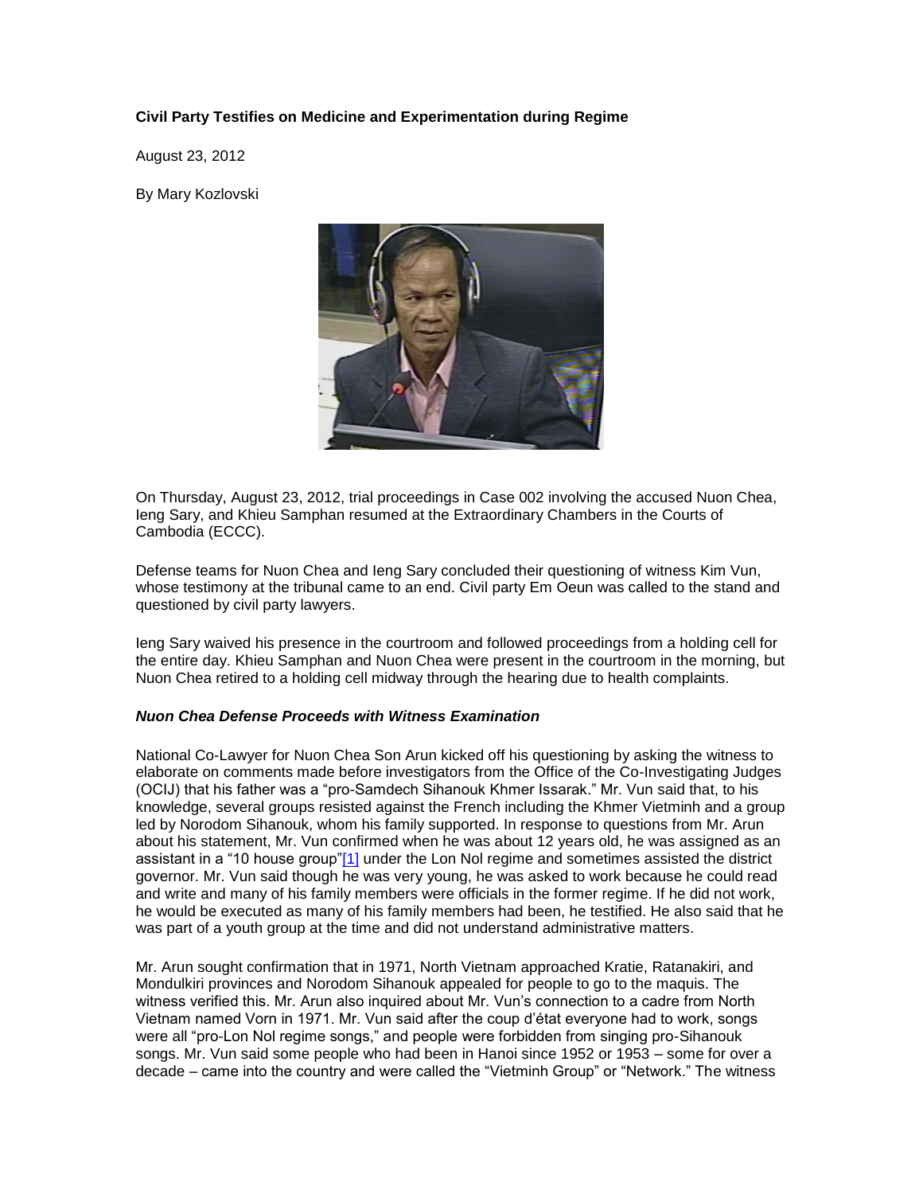**Civil Party Testifies on Medicine and Experimentation during Regime**

August 23, 2012

By Mary Kozlovski

On Thursday, August 23, 2012, trial proceedings in Case 002 involving the accused Nuon Chea, Ieng Sary, and Khieu Samphan resumed at the Extraordinary Chambers in the Courts of Cambodia (ECCC).

Defense teams for Nuon Chea and Ieng Sary concluded their questioning of witness Kim Vun, whose testimony at the tribunal came to an end. Civil party Em Oeun was called to the stand and questioned by civil party lawyers.

Ieng Sary waived his presence in the courtroom and followed proceedings from a holding cell for the entire day. Khieu Samphan and Nuon Chea were present in the courtroom in the morning, but Nuon Chea retired to a holding cell midway through the hearing due to health complaints.

***Nuon Chea Defense Proceeds with Witness Examination***

National Co-Lawyer for Nuon Chea Son Arun kicked off his questioning by asking the witness to elaborate on comments made before investigators from the Office of the Co-Investigating Judges (OCIJ) that his father was a "pro-Samdech Sihanouk Khmer Issarak." Mr. Vun said that, to his knowledge, several groups resisted against the French including the Khmer Vietminh and a group led by Norodom Sihanouk, whom his family supported. In response to questions from Mr. Arun about his statement, Mr. Vun confirmed when he was about 12 years old, he was assigned as an assistant in a "10 house group"[1] under the Lon Nol regime and sometimes assisted the district governor. Mr. Vun said though he was very young, he was asked to work because he could read and write and many of his family members were officials in the former regime. If he did not work, he would be executed as many of his family members had been, he testified. He also said that he was part of a youth group at the time and did not understand administrative matters.

Mr. Arun sought confirmation that in 1971, North Vietnam approached Kratie, Ratanakiri, and Mondulkiri provinces and Norodom Sihanouk appealed for people to go to the maquis. The witness verified this. Mr. Arun also inquired about Mr. Vun's connection to a cadre from North Vietnam named Vorn in 1971. Mr. Vun said after the coup d'état everyone had to work, songs were all "pro-Lon Nol regime songs," and people were forbidden from singing pro-Sihanouk songs. Mr. Vun said some people who had been in Hanoi since 1952 or 1953 – some for over a decade – came into the country and were called the "Vietminh Group" or "Network." The witness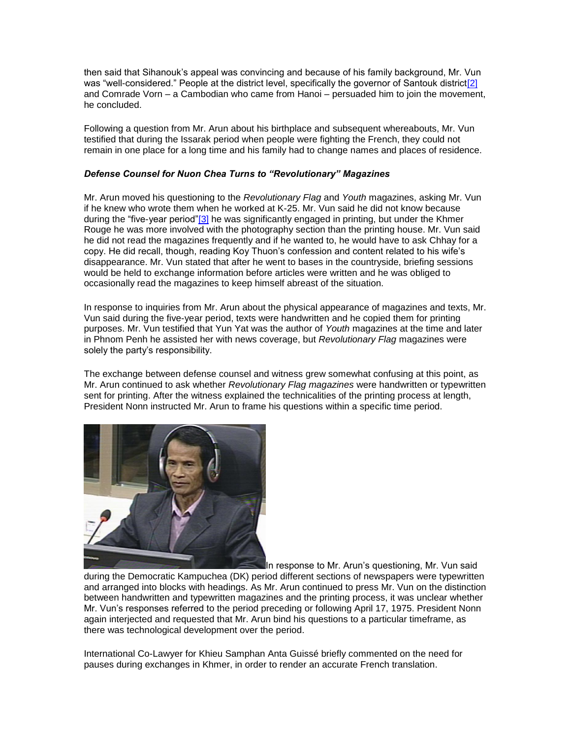then said that Sihanouk's appeal was convincing and because of his family background, Mr. Vun was "well-considered." People at the district level, specifically the governor of Santouk district[2] and Comrade Vorn – a Cambodian who came from Hanoi – persuaded him to join the movement, he concluded.

Following a question from Mr. Arun about his birthplace and subsequent whereabouts, Mr. Vun testified that during the Issarak period when people were fighting the French, they could not remain in one place for a long time and his family had to change names and places of residence.

### *Defense Counsel for Nuon Chea Turns to "Revolutionary" Magazines*

Mr. Arun moved his questioning to the *Revolutionary Flag* and *Youth* magazines, asking Mr. Vun if he knew who wrote them when he worked at K-25. Mr. Vun said he did not know because during the "five-year period"[3] he was significantly engaged in printing, but under the Khmer Rouge he was more involved with the photography section than the printing house. Mr. Vun said he did not read the magazines frequently and if he wanted to, he would have to ask Chhay for a copy. He did recall, though, reading Koy Thuon's confession and content related to his wife's disappearance. Mr. Vun stated that after he went to bases in the countryside, briefing sessions would be held to exchange information before articles were written and he was obliged to occasionally read the magazines to keep himself abreast of the situation.

In response to inquiries from Mr. Arun about the physical appearance of magazines and texts, Mr. Vun said during the five-year period, texts were handwritten and he copied them for printing purposes. Mr. Vun testified that Yun Yat was the author of *Youth* magazines at the time and later in Phnom Penh he assisted her with news coverage, but *Revolutionary Flag* magazines were solely the party's responsibility.

The exchange between defense counsel and witness grew somewhat confusing at this point, as Mr. Arun continued to ask whether *Revolutionary Flag magazines* were handwritten or typewritten sent for printing. After the witness explained the technicalities of the printing process at length, President Nonn instructed Mr. Arun to frame his questions within a specific time period.

In response to Mr. Arun's questioning, Mr. Vun said during the Democratic Kampuchea (DK) period different sections of newspapers were typewritten and arranged into blocks with headings. As Mr. Arun continued to press Mr. Vun on the distinction between handwritten and typewritten magazines and the printing process, it was unclear whether Mr. Vun's responses referred to the period preceding or following April 17, 1975. President Nonn again interjected and requested that Mr. Arun bind his questions to a particular timeframe, as there was technological development over the period.

International Co-Lawyer for Khieu Samphan Anta Guissé briefly commented on the need for pauses during exchanges in Khmer, in order to render an accurate French translation.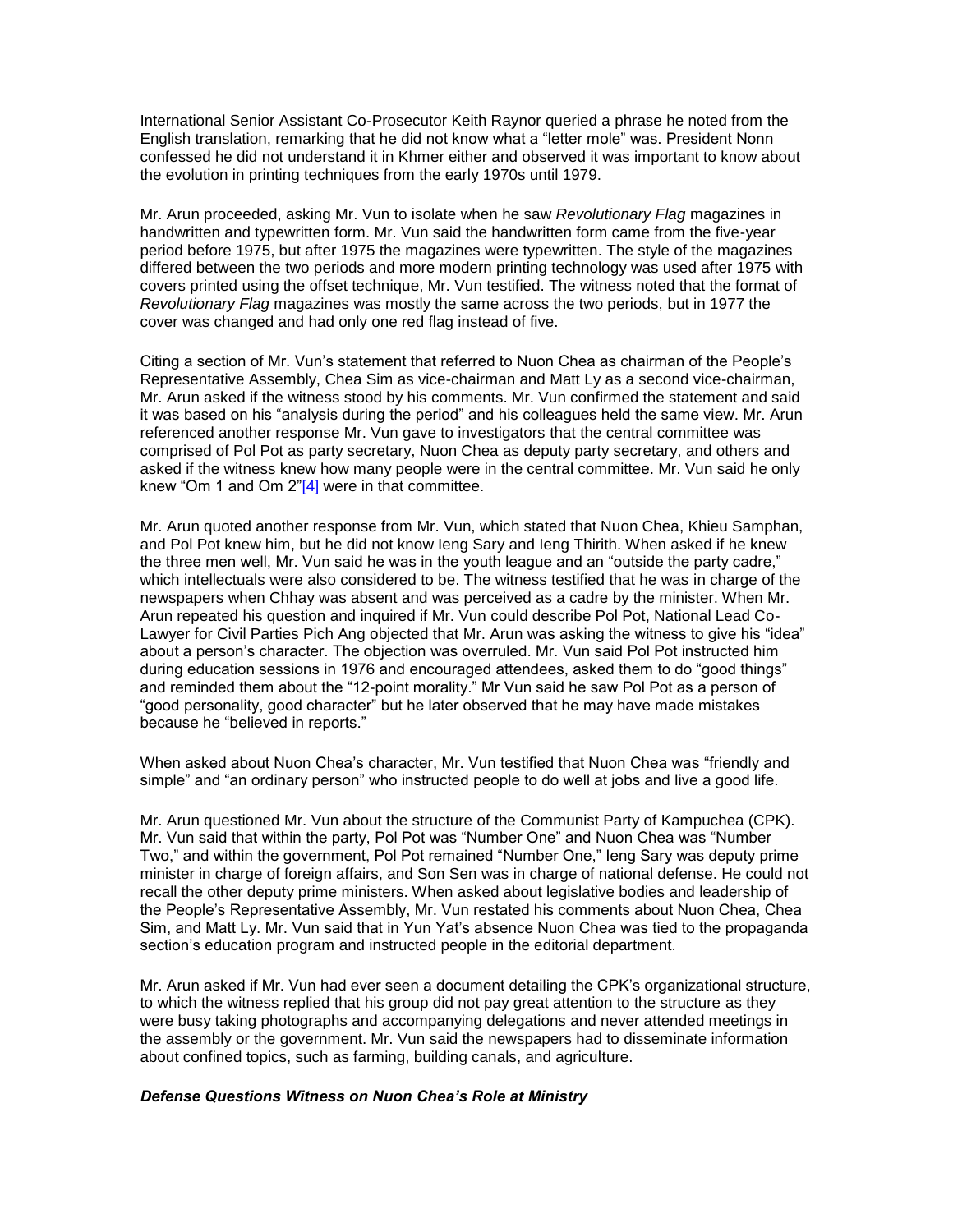International Senior Assistant Co-Prosecutor Keith Raynor queried a phrase he noted from the English translation, remarking that he did not know what a "letter mole" was. President Nonn confessed he did not understand it in Khmer either and observed it was important to know about the evolution in printing techniques from the early 1970s until 1979.

Mr. Arun proceeded, asking Mr. Vun to isolate when he saw *Revolutionary Flag* magazines in handwritten and typewritten form. Mr. Vun said the handwritten form came from the five-year period before 1975, but after 1975 the magazines were typewritten. The style of the magazines differed between the two periods and more modern printing technology was used after 1975 with covers printed using the offset technique, Mr. Vun testified. The witness noted that the format of *Revolutionary Flag* magazines was mostly the same across the two periods, but in 1977 the cover was changed and had only one red flag instead of five.

Citing a section of Mr. Vun's statement that referred to Nuon Chea as chairman of the People's Representative Assembly, Chea Sim as vice-chairman and Matt Ly as a second vice-chairman, Mr. Arun asked if the witness stood by his comments. Mr. Vun confirmed the statement and said it was based on his "analysis during the period" and his colleagues held the same view. Mr. Arun referenced another response Mr. Vun gave to investigators that the central committee was comprised of Pol Pot as party secretary, Nuon Chea as deputy party secretary, and others and asked if the witness knew how many people were in the central committee. Mr. Vun said he only knew "Om 1 and Om 2"[4] were in that committee.

Mr. Arun quoted another response from Mr. Vun, which stated that Nuon Chea, Khieu Samphan, and Pol Pot knew him, but he did not know Ieng Sary and Ieng Thirith. When asked if he knew the three men well, Mr. Vun said he was in the youth league and an "outside the party cadre," which intellectuals were also considered to be. The witness testified that he was in charge of the newspapers when Chhay was absent and was perceived as a cadre by the minister. When Mr. Arun repeated his question and inquired if Mr. Vun could describe Pol Pot, National Lead Co-Lawyer for Civil Parties Pich Ang objected that Mr. Arun was asking the witness to give his "idea" about a person's character. The objection was overruled. Mr. Vun said Pol Pot instructed him during education sessions in 1976 and encouraged attendees, asked them to do "good things" and reminded them about the "12-point morality." Mr Vun said he saw Pol Pot as a person of "good personality, good character" but he later observed that he may have made mistakes because he "believed in reports."

When asked about Nuon Chea's character, Mr. Vun testified that Nuon Chea was "friendly and simple" and "an ordinary person" who instructed people to do well at jobs and live a good life.

Mr. Arun questioned Mr. Vun about the structure of the Communist Party of Kampuchea (CPK). Mr. Vun said that within the party, Pol Pot was "Number One" and Nuon Chea was "Number Two," and within the government, Pol Pot remained "Number One," Ieng Sary was deputy prime minister in charge of foreign affairs, and Son Sen was in charge of national defense. He could not recall the other deputy prime ministers. When asked about legislative bodies and leadership of the People's Representative Assembly, Mr. Vun restated his comments about Nuon Chea, Chea Sim, and Matt Ly. Mr. Vun said that in Yun Yat's absence Nuon Chea was tied to the propaganda section's education program and instructed people in the editorial department.

Mr. Arun asked if Mr. Vun had ever seen a document detailing the CPK's organizational structure, to which the witness replied that his group did not pay great attention to the structure as they were busy taking photographs and accompanying delegations and never attended meetings in the assembly or the government. Mr. Vun said the newspapers had to disseminate information about confined topics, such as farming, building canals, and agriculture.

### ***Defense Questions Witness on Nuon Chea's Role at Ministry***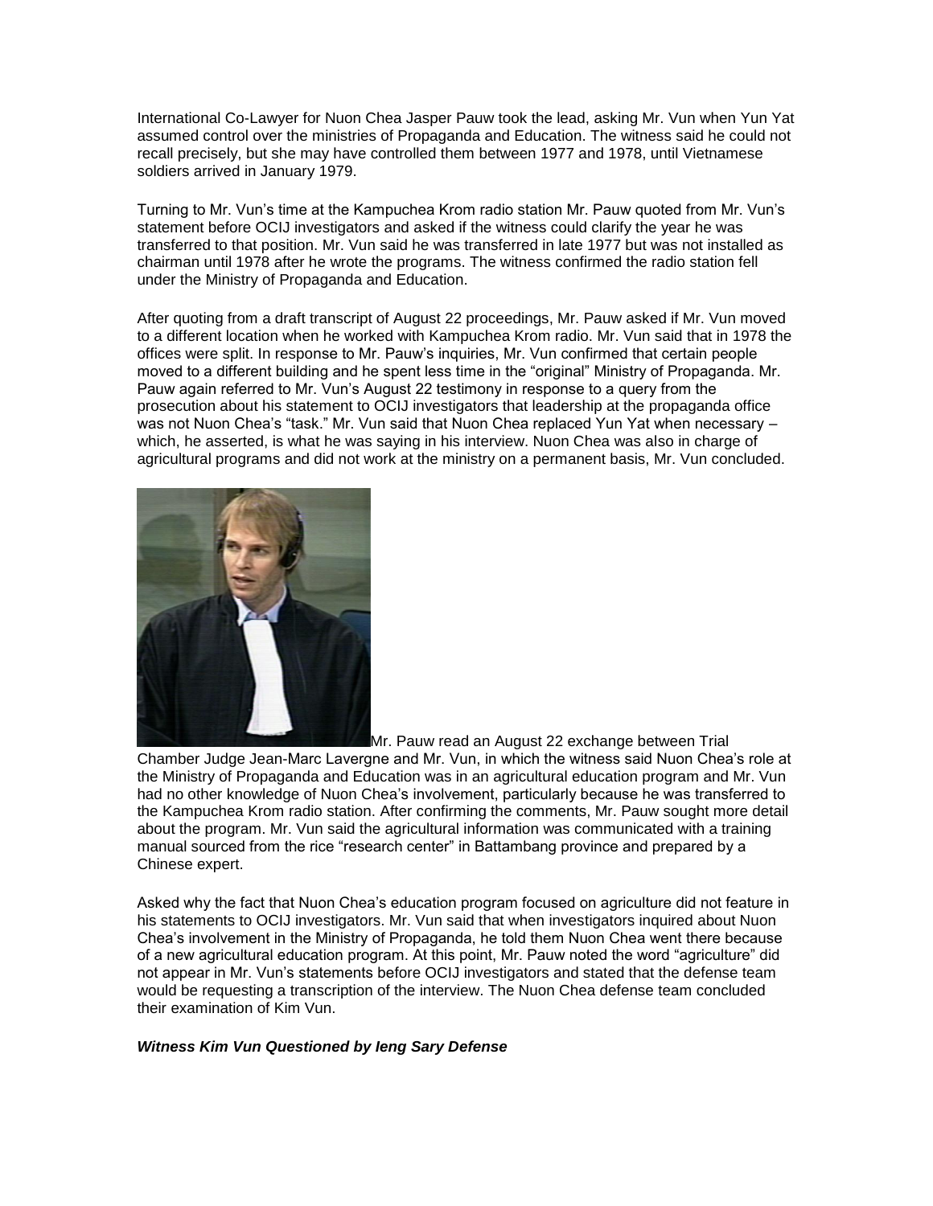International Co-Lawyer for Nuon Chea Jasper Pauw took the lead, asking Mr. Vun when Yun Yat assumed control over the ministries of Propaganda and Education. The witness said he could not recall precisely, but she may have controlled them between 1977 and 1978, until Vietnamese soldiers arrived in January 1979.

Turning to Mr. Vun's time at the Kampuchea Krom radio station Mr. Pauw quoted from Mr. Vun's statement before OCIJ investigators and asked if the witness could clarify the year he was transferred to that position. Mr. Vun said he was transferred in late 1977 but was not installed as chairman until 1978 after he wrote the programs. The witness confirmed the radio station fell under the Ministry of Propaganda and Education.

After quoting from a draft transcript of August 22 proceedings, Mr. Pauw asked if Mr. Vun moved to a different location when he worked with Kampuchea Krom radio. Mr. Vun said that in 1978 the offices were split. In response to Mr. Pauw's inquiries, Mr. Vun confirmed that certain people moved to a different building and he spent less time in the "original" Ministry of Propaganda. Mr. Pauw again referred to Mr. Vun's August 22 testimony in response to a query from the prosecution about his statement to OCIJ investigators that leadership at the propaganda office was not Nuon Chea's "task." Mr. Vun said that Nuon Chea replaced Yun Yat when necessary – which, he asserted, is what he was saying in his interview. Nuon Chea was also in charge of agricultural programs and did not work at the ministry on a permanent basis, Mr. Vun concluded.

Mr. Pauw read an August 22 exchange between Trial Chamber Judge Jean-Marc Lavergne and Mr. Vun, in which the witness said Nuon Chea's role at the Ministry of Propaganda and Education was in an agricultural education program and Mr. Vun had no other knowledge of Nuon Chea's involvement, particularly because he was transferred to the Kampuchea Krom radio station. After confirming the comments, Mr. Pauw sought more detail about the program. Mr. Vun said the agricultural information was communicated with a training manual sourced from the rice "research center" in Battambang province and prepared by a Chinese expert.

Asked why the fact that Nuon Chea's education program focused on agriculture did not feature in his statements to OCIJ investigators. Mr. Vun said that when investigators inquired about Nuon Chea's involvement in the Ministry of Propaganda, he told them Nuon Chea went there because of a new agricultural education program. At this point, Mr. Pauw noted the word "agriculture" did not appear in Mr. Vun's statements before OCIJ investigators and stated that the defense team would be requesting a transcription of the interview. The Nuon Chea defense team concluded their examination of Kim Vun.

***Witness Kim Vun Questioned by Ieng Sary Defense***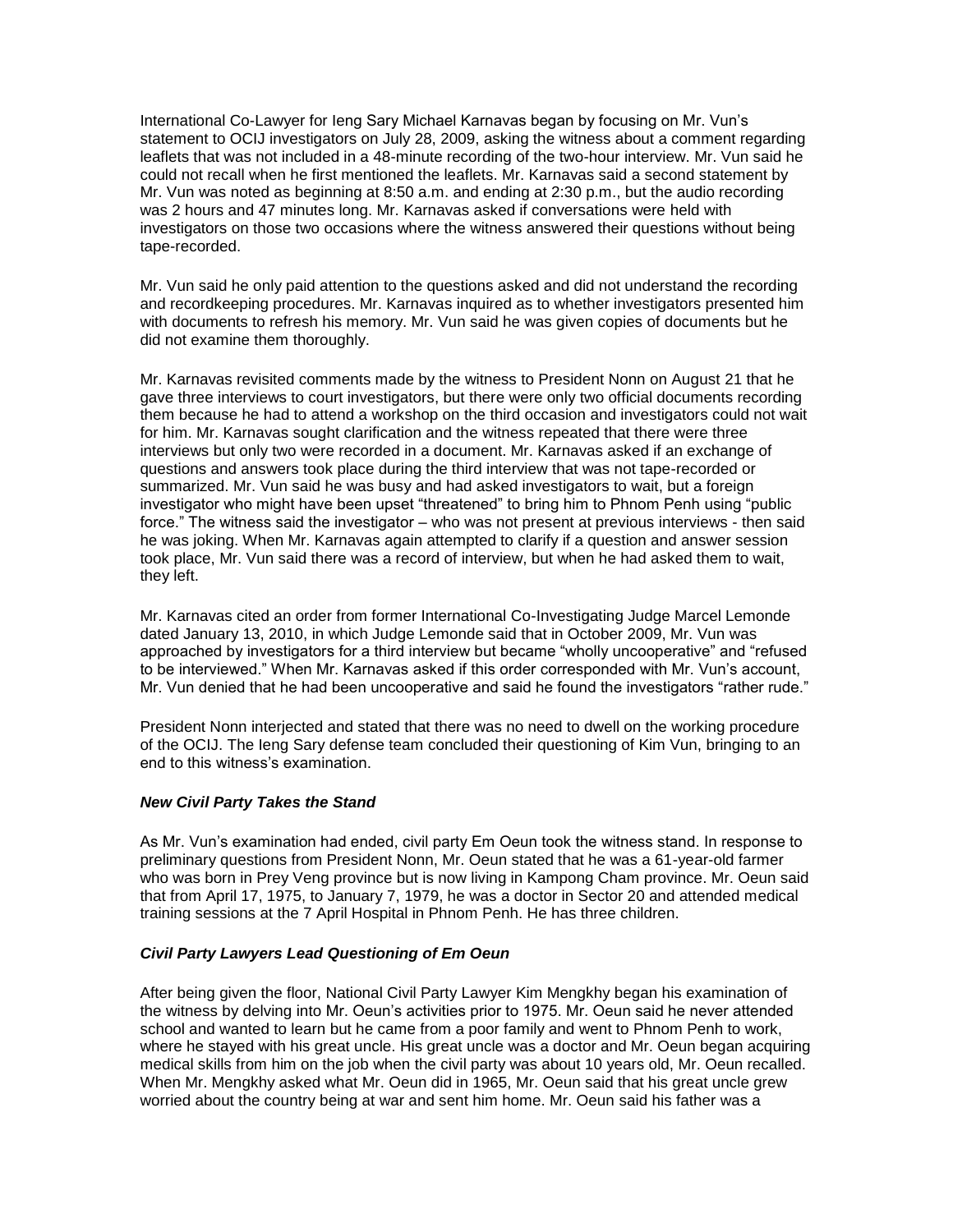International Co-Lawyer for Ieng Sary Michael Karnavas began by focusing on Mr. Vun's statement to OCIJ investigators on July 28, 2009, asking the witness about a comment regarding leaflets that was not included in a 48-minute recording of the two-hour interview. Mr. Vun said he could not recall when he first mentioned the leaflets. Mr. Karnavas said a second statement by Mr. Vun was noted as beginning at 8:50 a.m. and ending at 2:30 p.m., but the audio recording was 2 hours and 47 minutes long. Mr. Karnavas asked if conversations were held with investigators on those two occasions where the witness answered their questions without being tape-recorded.

Mr. Vun said he only paid attention to the questions asked and did not understand the recording and recordkeeping procedures. Mr. Karnavas inquired as to whether investigators presented him with documents to refresh his memory. Mr. Vun said he was given copies of documents but he did not examine them thoroughly.

Mr. Karnavas revisited comments made by the witness to President Nonn on August 21 that he gave three interviews to court investigators, but there were only two official documents recording them because he had to attend a workshop on the third occasion and investigators could not wait for him. Mr. Karnavas sought clarification and the witness repeated that there were three interviews but only two were recorded in a document. Mr. Karnavas asked if an exchange of questions and answers took place during the third interview that was not tape-recorded or summarized. Mr. Vun said he was busy and had asked investigators to wait, but a foreign investigator who might have been upset "threatened" to bring him to Phnom Penh using "public force." The witness said the investigator – who was not present at previous interviews - then said he was joking. When Mr. Karnavas again attempted to clarify if a question and answer session took place, Mr. Vun said there was a record of interview, but when he had asked them to wait, they left.

Mr. Karnavas cited an order from former International Co-Investigating Judge Marcel Lemonde dated January 13, 2010, in which Judge Lemonde said that in October 2009, Mr. Vun was approached by investigators for a third interview but became "wholly uncooperative" and "refused to be interviewed." When Mr. Karnavas asked if this order corresponded with Mr. Vun's account, Mr. Vun denied that he had been uncooperative and said he found the investigators "rather rude."

President Nonn interjected and stated that there was no need to dwell on the working procedure of the OCIJ. The Ieng Sary defense team concluded their questioning of Kim Vun, bringing to an end to this witness's examination.

### *New Civil Party Takes the Stand*

As Mr. Vun's examination had ended, civil party Em Oeun took the witness stand. In response to preliminary questions from President Nonn, Mr. Oeun stated that he was a 61-year-old farmer who was born in Prey Veng province but is now living in Kampong Cham province. Mr. Oeun said that from April 17, 1975, to January 7, 1979, he was a doctor in Sector 20 and attended medical training sessions at the 7 April Hospital in Phnom Penh. He has three children.

### *Civil Party Lawyers Lead Questioning of Em Oeun*

After being given the floor, National Civil Party Lawyer Kim Mengkhy began his examination of the witness by delving into Mr. Oeun's activities prior to 1975. Mr. Oeun said he never attended school and wanted to learn but he came from a poor family and went to Phnom Penh to work, where he stayed with his great uncle. His great uncle was a doctor and Mr. Oeun began acquiring medical skills from him on the job when the civil party was about 10 years old, Mr. Oeun recalled. When Mr. Mengkhy asked what Mr. Oeun did in 1965, Mr. Oeun said that his great uncle grew worried about the country being at war and sent him home. Mr. Oeun said his father was a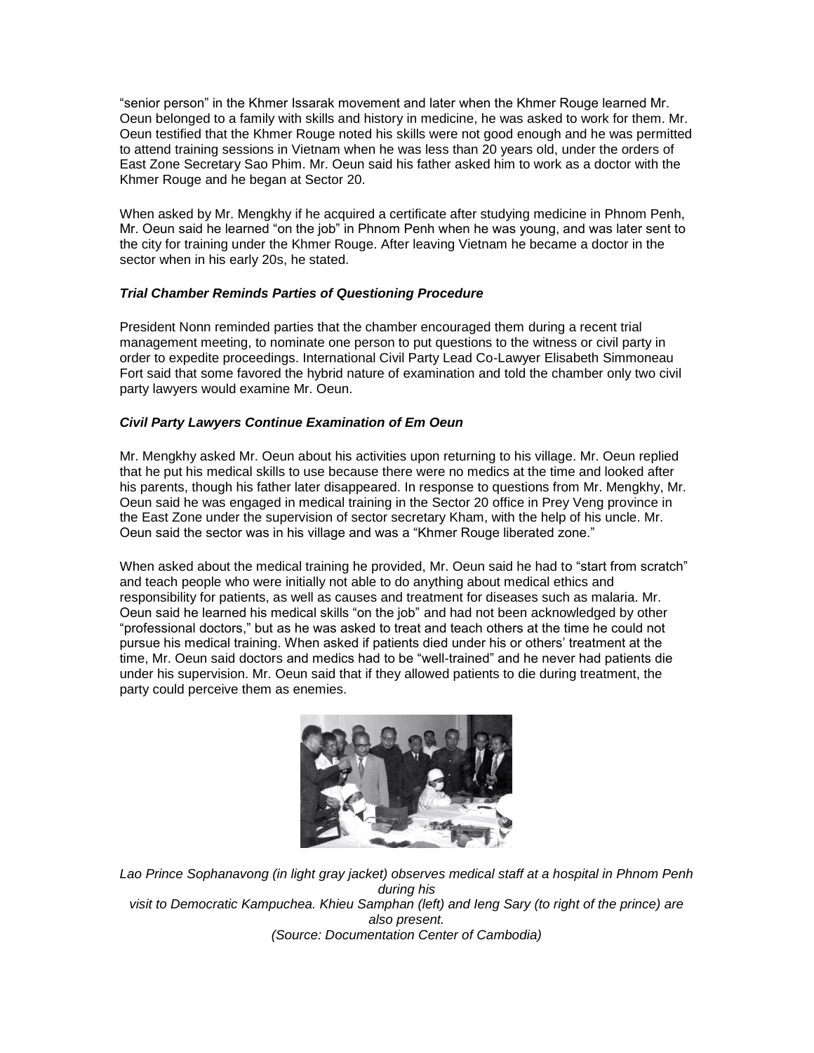"senior person" in the Khmer Issarak movement and later when the Khmer Rouge learned Mr. Oeun belonged to a family with skills and history in medicine, he was asked to work for them. Mr. Oeun testified that the Khmer Rouge noted his skills were not good enough and he was permitted to attend training sessions in Vietnam when he was less than 20 years old, under the orders of East Zone Secretary Sao Phim. Mr. Oeun said his father asked him to work as a doctor with the Khmer Rouge and he began at Sector 20.

When asked by Mr. Mengkhy if he acquired a certificate after studying medicine in Phnom Penh, Mr. Oeun said he learned "on the job" in Phnom Penh when he was young, and was later sent to the city for training under the Khmer Rouge. After leaving Vietnam he became a doctor in the sector when in his early 20s, he stated.

### *Trial Chamber Reminds Parties of Questioning Procedure*

President Nonn reminded parties that the chamber encouraged them during a recent trial management meeting, to nominate one person to put questions to the witness or civil party in order to expedite proceedings. International Civil Party Lead Co-Lawyer Elisabeth Simmoneau Fort said that some favored the hybrid nature of examination and told the chamber only two civil party lawyers would examine Mr. Oeun.

### *Civil Party Lawyers Continue Examination of Em Oeun*

Mr. Mengkhy asked Mr. Oeun about his activities upon returning to his village. Mr. Oeun replied that he put his medical skills to use because there were no medics at the time and looked after his parents, though his father later disappeared. In response to questions from Mr. Mengkhy, Mr. Oeun said he was engaged in medical training in the Sector 20 office in Prey Veng province in the East Zone under the supervision of sector secretary Kham, with the help of his uncle. Mr. Oeun said the sector was in his village and was a "Khmer Rouge liberated zone."

When asked about the medical training he provided, Mr. Oeun said he had to "start from scratch" and teach people who were initially not able to do anything about medical ethics and responsibility for patients, as well as causes and treatment for diseases such as malaria. Mr. Oeun said he learned his medical skills "on the job" and had not been acknowledged by other "professional doctors," but as he was asked to treat and teach others at the time he could not pursue his medical training. When asked if patients died under his or others' treatment at the time, Mr. Oeun said doctors and medics had to be "well-trained" and he never had patients die under his supervision. Mr. Oeun said that if they allowed patients to die during treatment, the party could perceive them as enemies.

*Lao Prince Sophanavong (in light gray jacket) observes medical staff at a hospital in Phnom Penh during his visit to Democratic Kampuchea. Khieu Samphan (left) and Ieng Sary (to right of the prince) are also present.*
*(Source: Documentation Center of Cambodia)*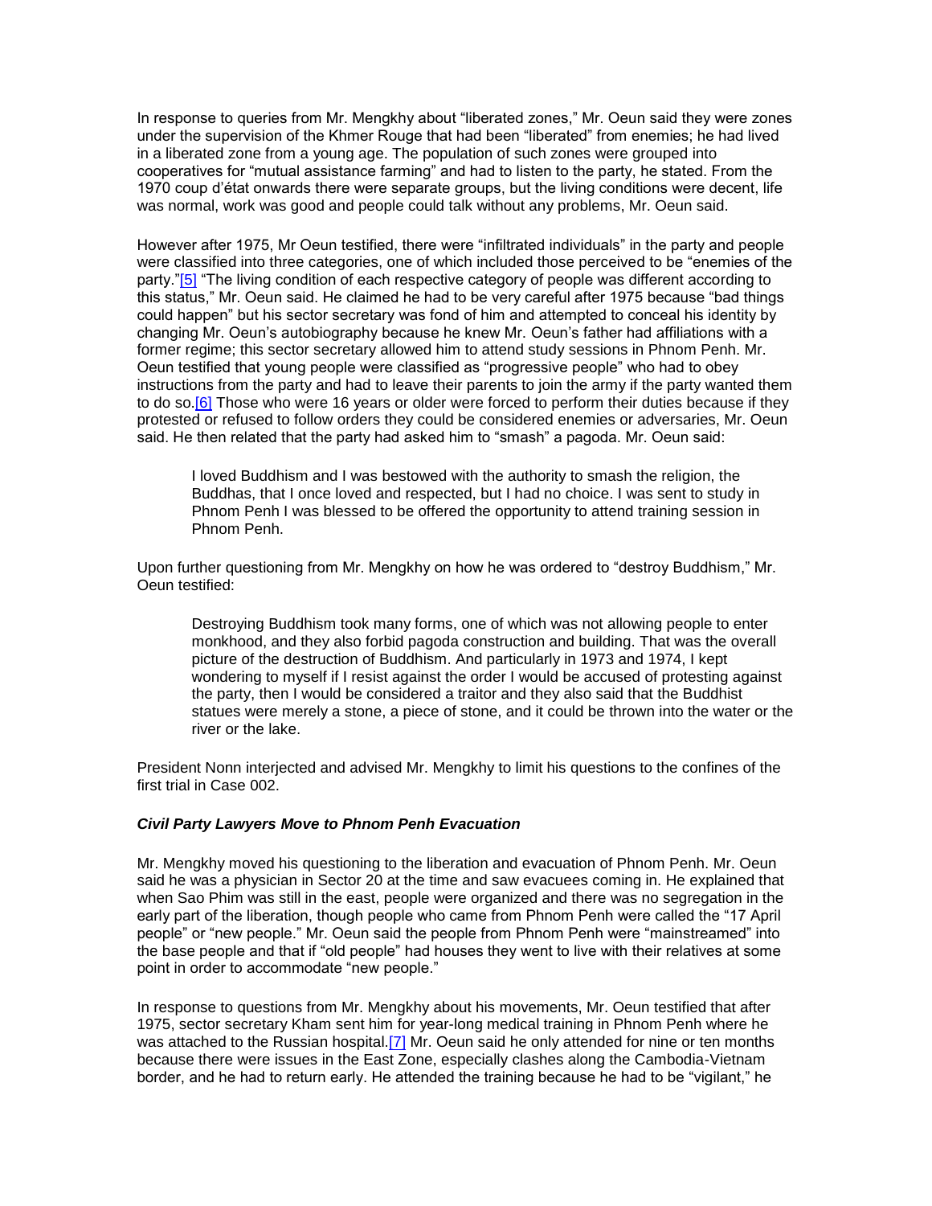In response to queries from Mr. Mengkhy about "liberated zones," Mr. Oeun said they were zones under the supervision of the Khmer Rouge that had been "liberated" from enemies; he had lived in a liberated zone from a young age. The population of such zones were grouped into cooperatives for "mutual assistance farming" and had to listen to the party, he stated. From the 1970 coup d'état onwards there were separate groups, but the living conditions were decent, life was normal, work was good and people could talk without any problems, Mr. Oeun said.

However after 1975, Mr Oeun testified, there were "infiltrated individuals" in the party and people were classified into three categories, one of which included those perceived to be "enemies of the party."[5] "The living condition of each respective category of people was different according to this status," Mr. Oeun said. He claimed he had to be very careful after 1975 because "bad things could happen" but his sector secretary was fond of him and attempted to conceal his identity by changing Mr. Oeun's autobiography because he knew Mr. Oeun's father had affiliations with a former regime; this sector secretary allowed him to attend study sessions in Phnom Penh. Mr. Oeun testified that young people were classified as "progressive people" who had to obey instructions from the party and had to leave their parents to join the army if the party wanted them to do so.[6] Those who were 16 years or older were forced to perform their duties because if they protested or refused to follow orders they could be considered enemies or adversaries, Mr. Oeun said. He then related that the party had asked him to "smash" a pagoda. Mr. Oeun said:

> I loved Buddhism and I was bestowed with the authority to smash the religion, the Buddhas, that I once loved and respected, but I had no choice. I was sent to study in Phnom Penh I was blessed to be offered the opportunity to attend training session in Phnom Penh.

Upon further questioning from Mr. Mengkhy on how he was ordered to "destroy Buddhism," Mr. Oeun testified:

> Destroying Buddhism took many forms, one of which was not allowing people to enter monkhood, and they also forbid pagoda construction and building. That was the overall picture of the destruction of Buddhism. And particularly in 1973 and 1974, I kept wondering to myself if I resist against the order I would be accused of protesting against the party, then I would be considered a traitor and they also said that the Buddhist statues were merely a stone, a piece of stone, and it could be thrown into the water or the river or the lake.

President Nonn interjected and advised Mr. Mengkhy to limit his questions to the confines of the first trial in Case 002.

***Civil Party Lawyers Move to Phnom Penh Evacuation***

Mr. Mengkhy moved his questioning to the liberation and evacuation of Phnom Penh. Mr. Oeun said he was a physician in Sector 20 at the time and saw evacuees coming in. He explained that when Sao Phim was still in the east, people were organized and there was no segregation in the early part of the liberation, though people who came from Phnom Penh were called the "17 April people" or "new people." Mr. Oeun said the people from Phnom Penh were "mainstreamed" into the base people and that if "old people" had houses they went to live with their relatives at some point in order to accommodate "new people."

In response to questions from Mr. Mengkhy about his movements, Mr. Oeun testified that after 1975, sector secretary Kham sent him for year-long medical training in Phnom Penh where he was attached to the Russian hospital.[7] Mr. Oeun said he only attended for nine or ten months because there were issues in the East Zone, especially clashes along the Cambodia-Vietnam border, and he had to return early. He attended the training because he had to be "vigilant," he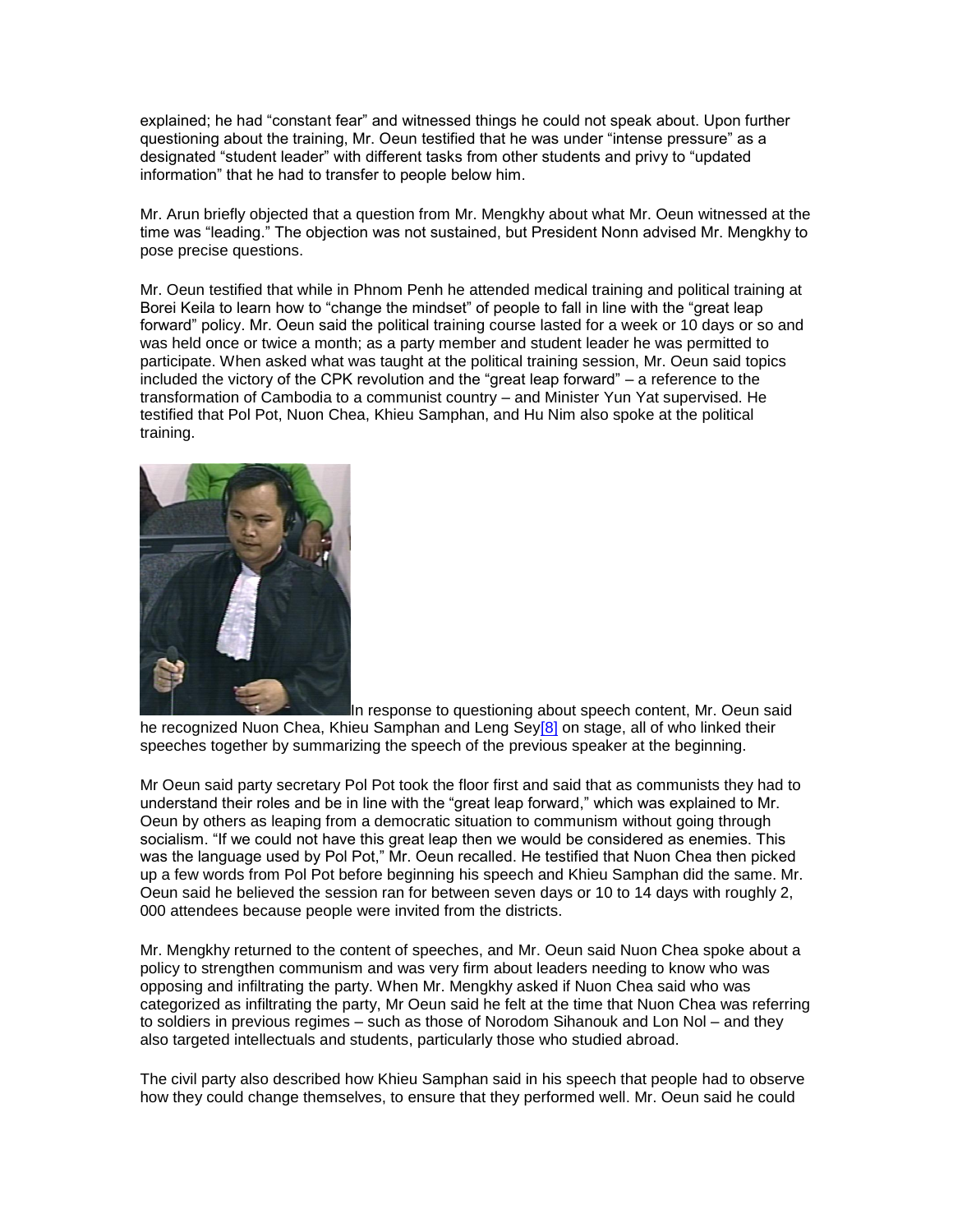explained; he had “constant fear” and witnessed things he could not speak about. Upon further questioning about the training, Mr. Oeun testified that he was under “intense pressure” as a designated “student leader” with different tasks from other students and privy to “updated information” that he had to transfer to people below him.

Mr. Arun briefly objected that a question from Mr. Mengkhy about what Mr. Oeun witnessed at the time was “leading.” The objection was not sustained, but President Nonn advised Mr. Mengkhy to pose precise questions.

Mr. Oeun testified that while in Phnom Penh he attended medical training and political training at Borei Keila to learn how to “change the mindset” of people to fall in line with the “great leap forward” policy. Mr. Oeun said the political training course lasted for a week or 10 days or so and was held once or twice a month; as a party member and student leader he was permitted to participate. When asked what was taught at the political training session, Mr. Oeun said topics included the victory of the CPK revolution and the “great leap forward” – a reference to the transformation of Cambodia to a communist country – and Minister Yun Yat supervised. He testified that Pol Pot, Nuon Chea, Khieu Samphan, and Hu Nim also spoke at the political training.

In response to questioning about speech content, Mr. Oeun said he recognized Nuon Chea, Khieu Samphan and Leng Sey[8] on stage, all of who linked their speeches together by summarizing the speech of the previous speaker at the beginning.

Mr Oeun said party secretary Pol Pot took the floor first and said that as communists they had to understand their roles and be in line with the “great leap forward,” which was explained to Mr. Oeun by others as leaping from a democratic situation to communism without going through socialism. “If we could not have this great leap then we would be considered as enemies. This was the language used by Pol Pot,” Mr. Oeun recalled. He testified that Nuon Chea then picked up a few words from Pol Pot before beginning his speech and Khieu Samphan did the same. Mr. Oeun said he believed the session ran for between seven days or 10 to 14 days with roughly 2, 000 attendees because people were invited from the districts.

Mr. Mengkhy returned to the content of speeches, and Mr. Oeun said Nuon Chea spoke about a policy to strengthen communism and was very firm about leaders needing to know who was opposing and infiltrating the party. When Mr. Mengkhy asked if Nuon Chea said who was categorized as infiltrating the party, Mr Oeun said he felt at the time that Nuon Chea was referring to soldiers in previous regimes – such as those of Norodom Sihanouk and Lon Nol – and they also targeted intellectuals and students, particularly those who studied abroad.

The civil party also described how Khieu Samphan said in his speech that people had to observe how they could change themselves, to ensure that they performed well. Mr. Oeun said he could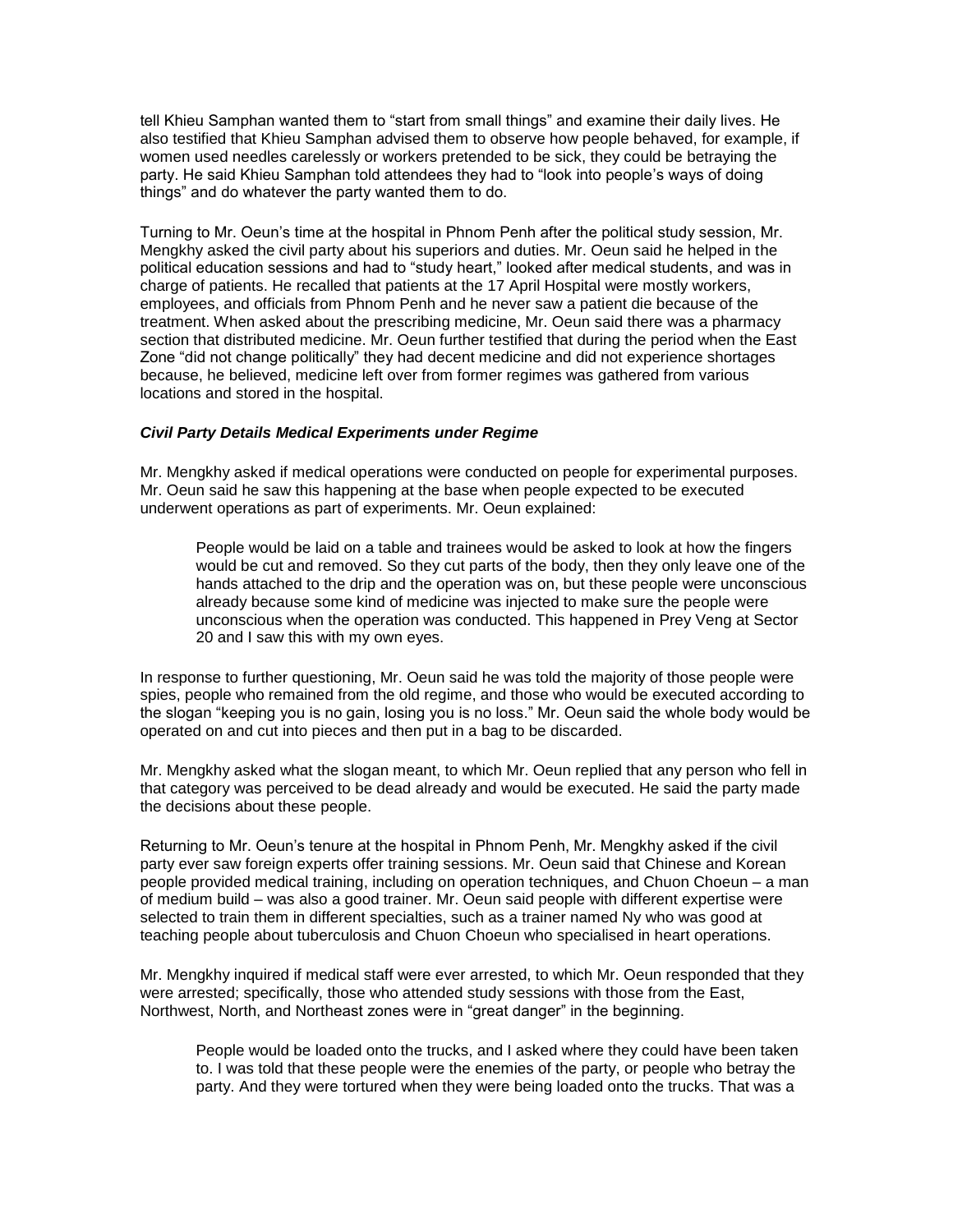tell Khieu Samphan wanted them to "start from small things" and examine their daily lives. He also testified that Khieu Samphan advised them to observe how people behaved, for example, if women used needles carelessly or workers pretended to be sick, they could be betraying the party. He said Khieu Samphan told attendees they had to "look into people's ways of doing things" and do whatever the party wanted them to do.

Turning to Mr. Oeun's time at the hospital in Phnom Penh after the political study session, Mr. Mengkhy asked the civil party about his superiors and duties. Mr. Oeun said he helped in the political education sessions and had to "study heart," looked after medical students, and was in charge of patients. He recalled that patients at the 17 April Hospital were mostly workers, employees, and officials from Phnom Penh and he never saw a patient die because of the treatment. When asked about the prescribing medicine, Mr. Oeun said there was a pharmacy section that distributed medicine. Mr. Oeun further testified that during the period when the East Zone "did not change politically" they had decent medicine and did not experience shortages because, he believed, medicine left over from former regimes was gathered from various locations and stored in the hospital.

***Civil Party Details Medical Experiments under Regime***

Mr. Mengkhy asked if medical operations were conducted on people for experimental purposes. Mr. Oeun said he saw this happening at the base when people expected to be executed underwent operations as part of experiments. Mr. Oeun explained:

> People would be laid on a table and trainees would be asked to look at how the fingers would be cut and removed. So they cut parts of the body, then they only leave one of the hands attached to the drip and the operation was on, but these people were unconscious already because some kind of medicine was injected to make sure the people were unconscious when the operation was conducted. This happened in Prey Veng at Sector 20 and I saw this with my own eyes.

In response to further questioning, Mr. Oeun said he was told the majority of those people were spies, people who remained from the old regime, and those who would be executed according to the slogan "keeping you is no gain, losing you is no loss." Mr. Oeun said the whole body would be operated on and cut into pieces and then put in a bag to be discarded.

Mr. Mengkhy asked what the slogan meant, to which Mr. Oeun replied that any person who fell in that category was perceived to be dead already and would be executed. He said the party made the decisions about these people.

Returning to Mr. Oeun's tenure at the hospital in Phnom Penh, Mr. Mengkhy asked if the civil party ever saw foreign experts offer training sessions. Mr. Oeun said that Chinese and Korean people provided medical training, including on operation techniques, and Chuon Choeun – a man of medium build – was also a good trainer. Mr. Oeun said people with different expertise were selected to train them in different specialties, such as a trainer named Ny who was good at teaching people about tuberculosis and Chuon Choeun who specialised in heart operations.

Mr. Mengkhy inquired if medical staff were ever arrested, to which Mr. Oeun responded that they were arrested; specifically, those who attended study sessions with those from the East, Northwest, North, and Northeast zones were in "great danger" in the beginning.

> People would be loaded onto the trucks, and I asked where they could have been taken to. I was told that these people were the enemies of the party, or people who betray the party. And they were tortured when they were being loaded onto the trucks. That was a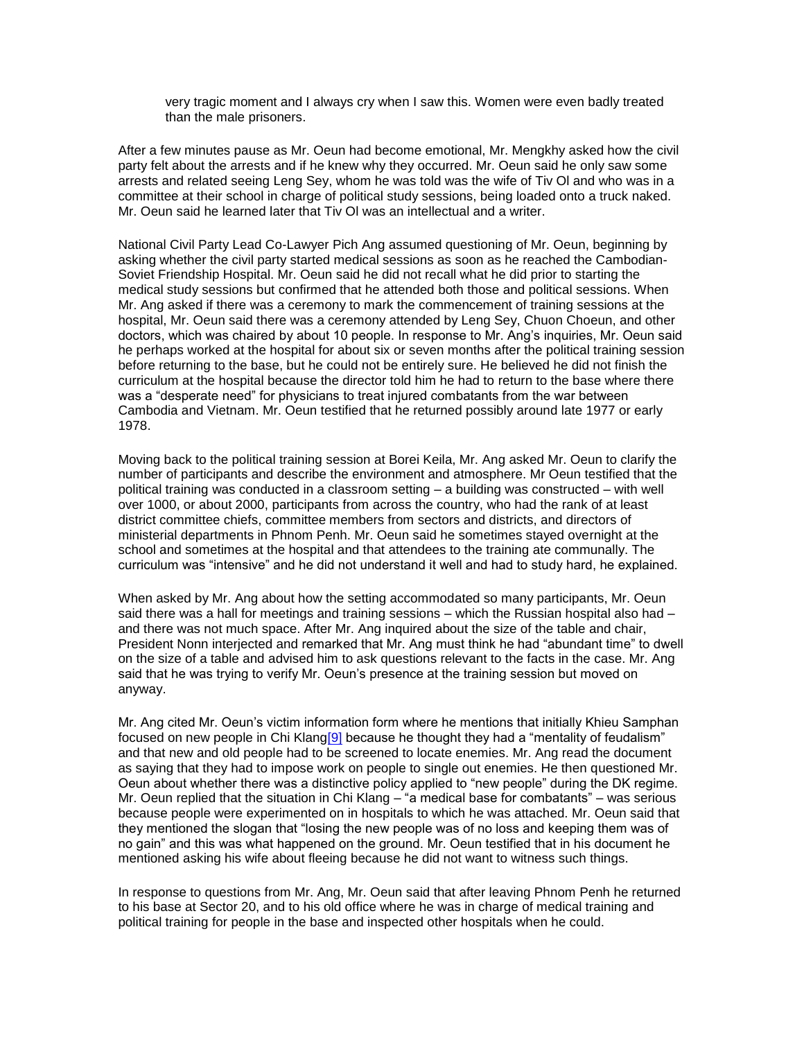very tragic moment and I always cry when I saw this. Women were even badly treated than the male prisoners.

After a few minutes pause as Mr. Oeun had become emotional, Mr. Mengkhy asked how the civil party felt about the arrests and if he knew why they occurred. Mr. Oeun said he only saw some arrests and related seeing Leng Sey, whom he was told was the wife of Tiv Ol and who was in a committee at their school in charge of political study sessions, being loaded onto a truck naked. Mr. Oeun said he learned later that Tiv Ol was an intellectual and a writer.

National Civil Party Lead Co-Lawyer Pich Ang assumed questioning of Mr. Oeun, beginning by asking whether the civil party started medical sessions as soon as he reached the Cambodian-Soviet Friendship Hospital. Mr. Oeun said he did not recall what he did prior to starting the medical study sessions but confirmed that he attended both those and political sessions. When Mr. Ang asked if there was a ceremony to mark the commencement of training sessions at the hospital, Mr. Oeun said there was a ceremony attended by Leng Sey, Chuon Choeun, and other doctors, which was chaired by about 10 people. In response to Mr. Ang's inquiries, Mr. Oeun said he perhaps worked at the hospital for about six or seven months after the political training session before returning to the base, but he could not be entirely sure. He believed he did not finish the curriculum at the hospital because the director told him he had to return to the base where there was a "desperate need" for physicians to treat injured combatants from the war between Cambodia and Vietnam. Mr. Oeun testified that he returned possibly around late 1977 or early 1978.

Moving back to the political training session at Borei Keila, Mr. Ang asked Mr. Oeun to clarify the number of participants and describe the environment and atmosphere. Mr Oeun testified that the political training was conducted in a classroom setting – a building was constructed – with well over 1000, or about 2000, participants from across the country, who had the rank of at least district committee chiefs, committee members from sectors and districts, and directors of ministerial departments in Phnom Penh. Mr. Oeun said he sometimes stayed overnight at the school and sometimes at the hospital and that attendees to the training ate communally. The curriculum was "intensive" and he did not understand it well and had to study hard, he explained.

When asked by Mr. Ang about how the setting accommodated so many participants, Mr. Oeun said there was a hall for meetings and training sessions – which the Russian hospital also had – and there was not much space. After Mr. Ang inquired about the size of the table and chair, President Nonn interjected and remarked that Mr. Ang must think he had "abundant time" to dwell on the size of a table and advised him to ask questions relevant to the facts in the case. Mr. Ang said that he was trying to verify Mr. Oeun's presence at the training session but moved on anyway.

Mr. Ang cited Mr. Oeun's victim information form where he mentions that initially Khieu Samphan focused on new people in Chi Klang[9] because he thought they had a "mentality of feudalism" and that new and old people had to be screened to locate enemies. Mr. Ang read the document as saying that they had to impose work on people to single out enemies. He then questioned Mr. Oeun about whether there was a distinctive policy applied to "new people" during the DK regime. Mr. Oeun replied that the situation in Chi Klang – "a medical base for combatants" – was serious because people were experimented on in hospitals to which he was attached. Mr. Oeun said that they mentioned the slogan that "losing the new people was of no loss and keeping them was of no gain" and this was what happened on the ground. Mr. Oeun testified that in his document he mentioned asking his wife about fleeing because he did not want to witness such things.

In response to questions from Mr. Ang, Mr. Oeun said that after leaving Phnom Penh he returned to his base at Sector 20, and to his old office where he was in charge of medical training and political training for people in the base and inspected other hospitals when he could.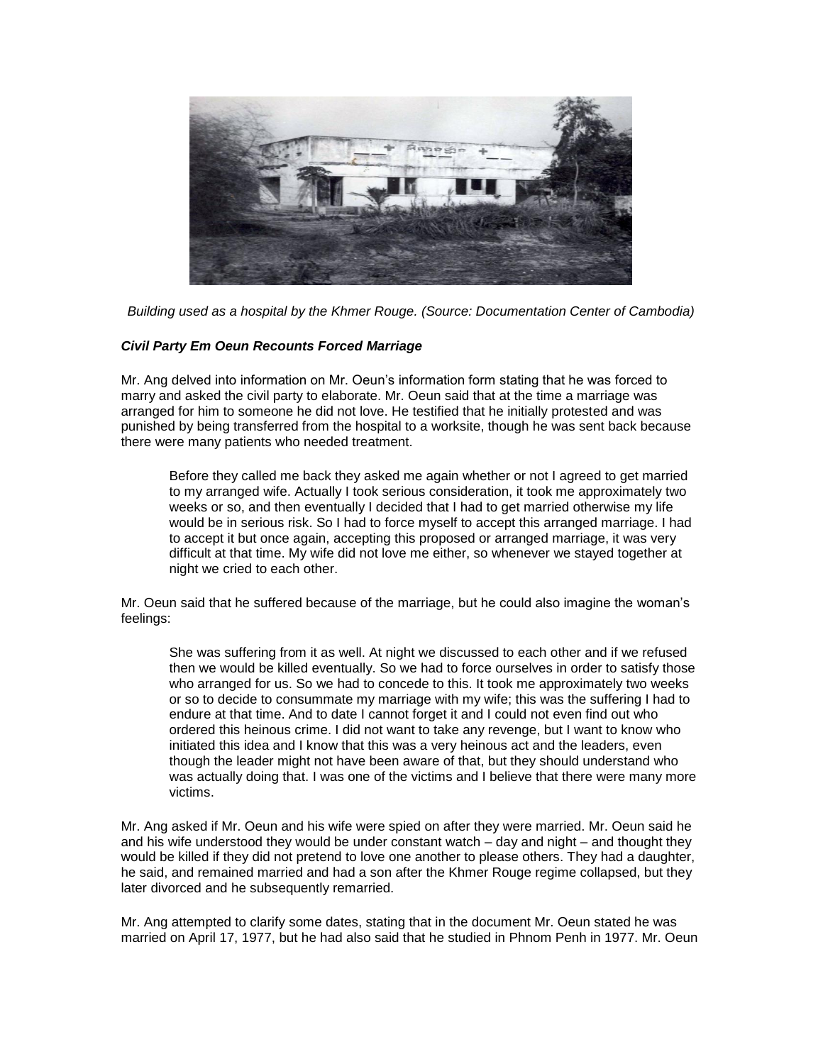*Building used as a hospital by the Khmer Rouge. (Source: Documentation Center of Cambodia)*

***Civil Party Em Oeun Recounts Forced Marriage***

Mr. Ang delved into information on Mr. Oeun's information form stating that he was forced to marry and asked the civil party to elaborate. Mr. Oeun said that at the time a marriage was arranged for him to someone he did not love. He testified that he initially protested and was punished by being transferred from the hospital to a worksite, though he was sent back because there were many patients who needed treatment.

> Before they called me back they asked me again whether or not I agreed to get married to my arranged wife. Actually I took serious consideration, it took me approximately two weeks or so, and then eventually I decided that I had to get married otherwise my life would be in serious risk. So I had to force myself to accept this arranged marriage. I had to accept it but once again, accepting this proposed or arranged marriage, it was very difficult at that time. My wife did not love me either, so whenever we stayed together at night we cried to each other.

Mr. Oeun said that he suffered because of the marriage, but he could also imagine the woman's feelings:

> She was suffering from it as well. At night we discussed to each other and if we refused then we would be killed eventually. So we had to force ourselves in order to satisfy those who arranged for us. So we had to concede to this. It took me approximately two weeks or so to decide to consummate my marriage with my wife; this was the suffering I had to endure at that time. And to date I cannot forget it and I could not even find out who ordered this heinous crime. I did not want to take any revenge, but I want to know who initiated this idea and I know that this was a very heinous act and the leaders, even though the leader might not have been aware of that, but they should understand who was actually doing that. I was one of the victims and I believe that there were many more victims.

Mr. Ang asked if Mr. Oeun and his wife were spied on after they were married. Mr. Oeun said he and his wife understood they would be under constant watch – day and night – and thought they would be killed if they did not pretend to love one another to please others. They had a daughter, he said, and remained married and had a son after the Khmer Rouge regime collapsed, but they later divorced and he subsequently remarried.

Mr. Ang attempted to clarify some dates, stating that in the document Mr. Oeun stated he was married on April 17, 1977, but he had also said that he studied in Phnom Penh in 1977. Mr. Oeun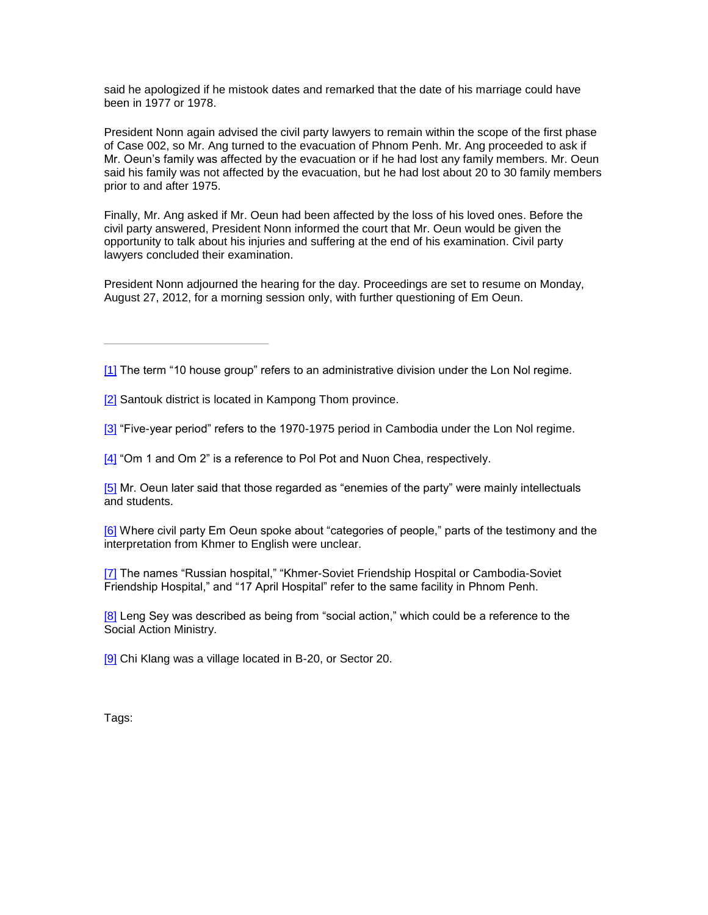said he apologized if he mistook dates and remarked that the date of his marriage could have been in 1977 or 1978.

President Nonn again advised the civil party lawyers to remain within the scope of the first phase of Case 002, so Mr. Ang turned to the evacuation of Phnom Penh. Mr. Ang proceeded to ask if Mr. Oeun's family was affected by the evacuation or if he had lost any family members. Mr. Oeun said his family was not affected by the evacuation, but he had lost about 20 to 30 family members prior to and after 1975.

Finally, Mr. Ang asked if Mr. Oeun had been affected by the loss of his loved ones. Before the civil party answered, President Nonn informed the court that Mr. Oeun would be given the opportunity to talk about his injuries and suffering at the end of his examination. Civil party lawyers concluded their examination.

President Nonn adjourned the hearing for the day. Proceedings are set to resume on Monday, August 27, 2012, for a morning session only, with further questioning of Em Oeun.

---

[1] The term "10 house group" refers to an administrative division under the Lon Nol regime.

[2] Santouk district is located in Kampong Thom province.

[3] "Five-year period" refers to the 1970-1975 period in Cambodia under the Lon Nol regime.

[4] "Om 1 and Om 2" is a reference to Pol Pot and Nuon Chea, respectively.

[5] Mr. Oeun later said that those regarded as "enemies of the party" were mainly intellectuals and students.

[6] Where civil party Em Oeun spoke about "categories of people," parts of the testimony and the interpretation from Khmer to English were unclear.

[7] The names "Russian hospital," "Khmer-Soviet Friendship Hospital or Cambodia-Soviet Friendship Hospital," and "17 April Hospital" refer to the same facility in Phnom Penh.

[8] Leng Sey was described as being from "social action," which could be a reference to the Social Action Ministry.

[9] Chi Klang was a village located in B-20, or Sector 20.

Tags: